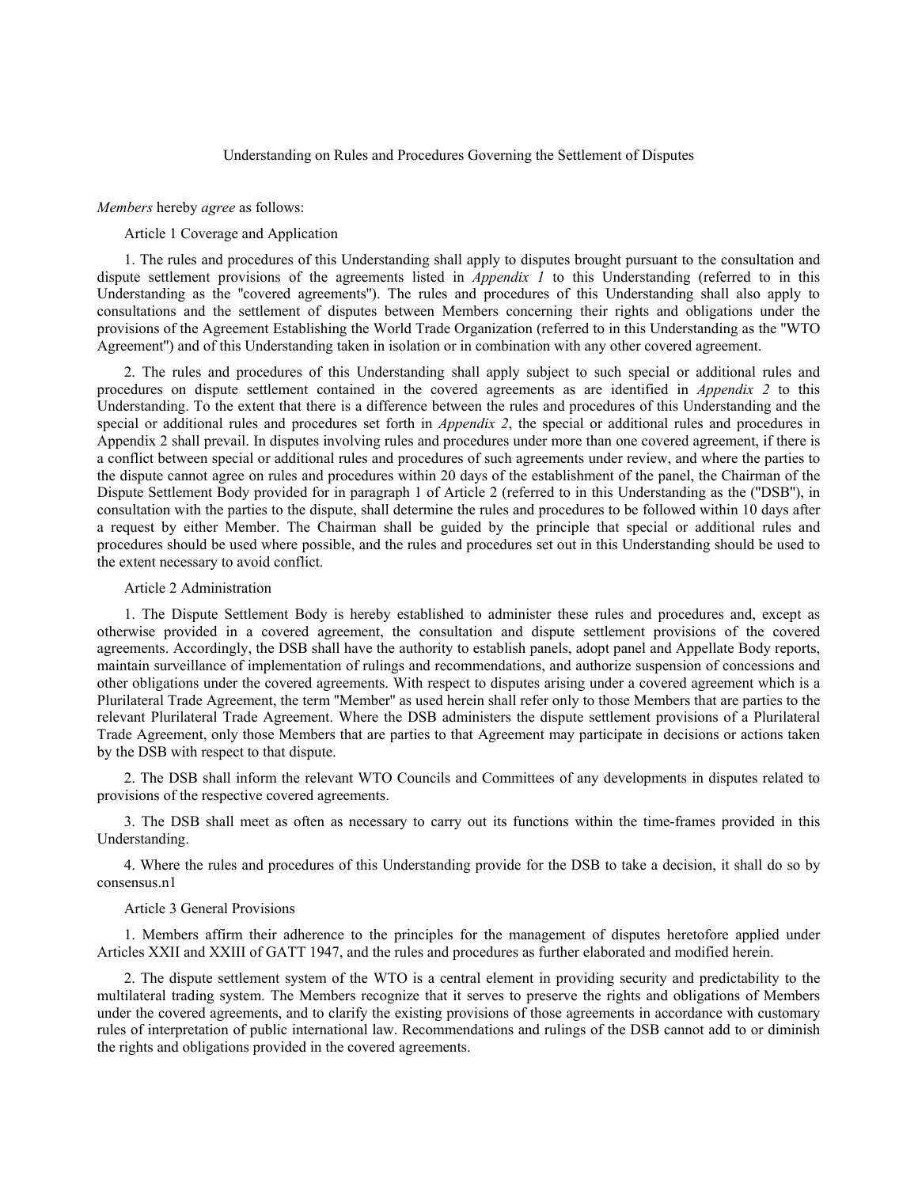# Understanding on Rules and Procedures Governing the Settlement of Disputes

*Members* hereby *agree* as follows:

## Article 1 Coverage and Application

1. The rules and procedures of this Understanding shall apply to disputes brought pursuant to the consultation and dispute settlement provisions of the agreements listed in *Appendix 1* to this Understanding (referred to in this Understanding as the "covered agreements"). The rules and procedures of this Understanding shall also apply to consultations and the settlement of disputes between Members concerning their rights and obligations under the provisions of the Agreement Establishing the World Trade Organization (referred to in this Understanding as the "WTO Agreement") and of this Understanding taken in isolation or in combination with any other covered agreement.

2. The rules and procedures of this Understanding shall apply subject to such special or additional rules and procedures on dispute settlement contained in the covered agreements as are identified in *Appendix 2* to this Understanding. To the extent that there is a difference between the rules and procedures of this Understanding and the special or additional rules and procedures set forth in *Appendix 2*, the special or additional rules and procedures in Appendix 2 shall prevail. In disputes involving rules and procedures under more than one covered agreement, if there is a conflict between special or additional rules and procedures of such agreements under review, and where the parties to the dispute cannot agree on rules and procedures within 20 days of the establishment of the panel, the Chairman of the Dispute Settlement Body provided for in paragraph 1 of Article 2 (referred to in this Understanding as the ("DSB"), in consultation with the parties to the dispute, shall determine the rules and procedures to be followed within 10 days after a request by either Member. The Chairman shall be guided by the principle that special or additional rules and procedures should be used where possible, and the rules and procedures set out in this Understanding should be used to the extent necessary to avoid conflict.

## Article 2 Administration

1. The Dispute Settlement Body is hereby established to administer these rules and procedures and, except as otherwise provided in a covered agreement, the consultation and dispute settlement provisions of the covered agreements. Accordingly, the DSB shall have the authority to establish panels, adopt panel and Appellate Body reports, maintain surveillance of implementation of rulings and recommendations, and authorize suspension of concessions and other obligations under the covered agreements. With respect to disputes arising under a covered agreement which is a Plurilateral Trade Agreement, the term "Member" as used herein shall refer only to those Members that are parties to the relevant Plurilateral Trade Agreement. Where the DSB administers the dispute settlement provisions of a Plurilateral Trade Agreement, only those Members that are parties to that Agreement may participate in decisions or actions taken by the DSB with respect to that dispute.

2. The DSB shall inform the relevant WTO Councils and Committees of any developments in disputes related to provisions of the respective covered agreements.

3. The DSB shall meet as often as necessary to carry out its functions within the time-frames provided in this Understanding.

4. Where the rules and procedures of this Understanding provide for the DSB to take a decision, it shall do so by consensus.n1

## Article 3 General Provisions

1. Members affirm their adherence to the principles for the management of disputes heretofore applied under Articles XXII and XXIII of GATT 1947, and the rules and procedures as further elaborated and modified herein.

2. The dispute settlement system of the WTO is a central element in providing security and predictability to the multilateral trading system. The Members recognize that it serves to preserve the rights and obligations of Members under the covered agreements, and to clarify the existing provisions of those agreements in accordance with customary rules of interpretation of public international law. Recommendations and rulings of the DSB cannot add to or diminish the rights and obligations provided in the covered agreements.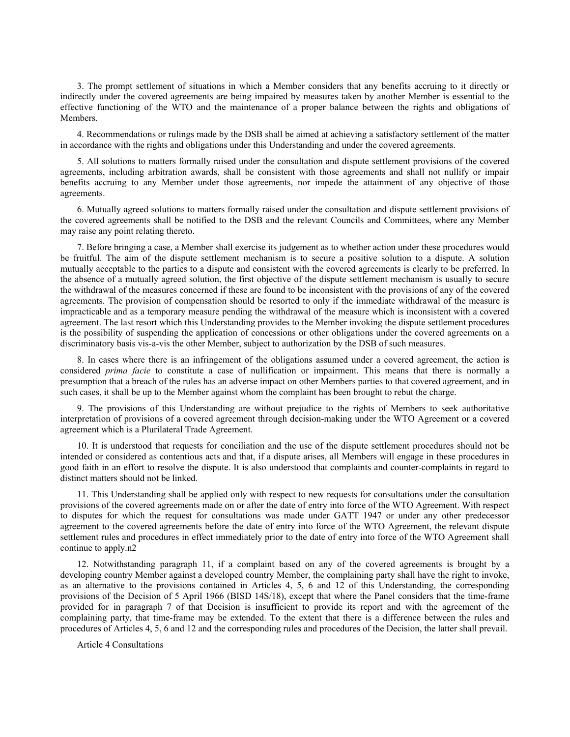3. The prompt settlement of situations in which a Member considers that any benefits accruing to it directly or indirectly under the covered agreements are being impaired by measures taken by another Member is essential to the effective functioning of the WTO and the maintenance of a proper balance between the rights and obligations of Members.

4. Recommendations or rulings made by the DSB shall be aimed at achieving a satisfactory settlement of the matter in accordance with the rights and obligations under this Understanding and under the covered agreements.

5. All solutions to matters formally raised under the consultation and dispute settlement provisions of the covered agreements, including arbitration awards, shall be consistent with those agreements and shall not nullify or impair benefits accruing to any Member under those agreements, nor impede the attainment of any objective of those agreements.

6. Mutually agreed solutions to matters formally raised under the consultation and dispute settlement provisions of the covered agreements shall be notified to the DSB and the relevant Councils and Committees, where any Member may raise any point relating thereto.

7. Before bringing a case, a Member shall exercise its judgement as to whether action under these procedures would be fruitful. The aim of the dispute settlement mechanism is to secure a positive solution to a dispute. A solution mutually acceptable to the parties to a dispute and consistent with the covered agreements is clearly to be preferred. In the absence of a mutually agreed solution, the first objective of the dispute settlement mechanism is usually to secure the withdrawal of the measures concerned if these are found to be inconsistent with the provisions of any of the covered agreements. The provision of compensation should be resorted to only if the immediate withdrawal of the measure is impracticable and as a temporary measure pending the withdrawal of the measure which is inconsistent with a covered agreement. The last resort which this Understanding provides to the Member invoking the dispute settlement procedures is the possibility of suspending the application of concessions or other obligations under the covered agreements on a discriminatory basis vis-a-vis the other Member, subject to authorization by the DSB of such measures.

8. In cases where there is an infringement of the obligations assumed under a covered agreement, the action is considered *prima facie* to constitute a case of nullification or impairment. This means that there is normally a presumption that a breach of the rules has an adverse impact on other Members parties to that covered agreement, and in such cases, it shall be up to the Member against whom the complaint has been brought to rebut the charge.

9. The provisions of this Understanding are without prejudice to the rights of Members to seek authoritative interpretation of provisions of a covered agreement through decision-making under the WTO Agreement or a covered agreement which is a Plurilateral Trade Agreement.

10. It is understood that requests for conciliation and the use of the dispute settlement procedures should not be intended or considered as contentious acts and that, if a dispute arises, all Members will engage in these procedures in good faith in an effort to resolve the dispute. It is also understood that complaints and counter-complaints in regard to distinct matters should not be linked.

11. This Understanding shall be applied only with respect to new requests for consultations under the consultation provisions of the covered agreements made on or after the date of entry into force of the WTO Agreement. With respect to disputes for which the request for consultations was made under GATT 1947 or under any other predecessor agreement to the covered agreements before the date of entry into force of the WTO Agreement, the relevant dispute settlement rules and procedures in effect immediately prior to the date of entry into force of the WTO Agreement shall continue to apply.n2

12. Notwithstanding paragraph 11, if a complaint based on any of the covered agreements is brought by a developing country Member against a developed country Member, the complaining party shall have the right to invoke, as an alternative to the provisions contained in Articles 4, 5, 6 and 12 of this Understanding, the corresponding provisions of the Decision of 5 April 1966 (BISD 14S/18), except that where the Panel considers that the time-frame provided for in paragraph 7 of that Decision is insufficient to provide its report and with the agreement of the complaining party, that time-frame may be extended. To the extent that there is a difference between the rules and procedures of Articles 4, 5, 6 and 12 and the corresponding rules and procedures of the Decision, the latter shall prevail.

Article 4 Consultations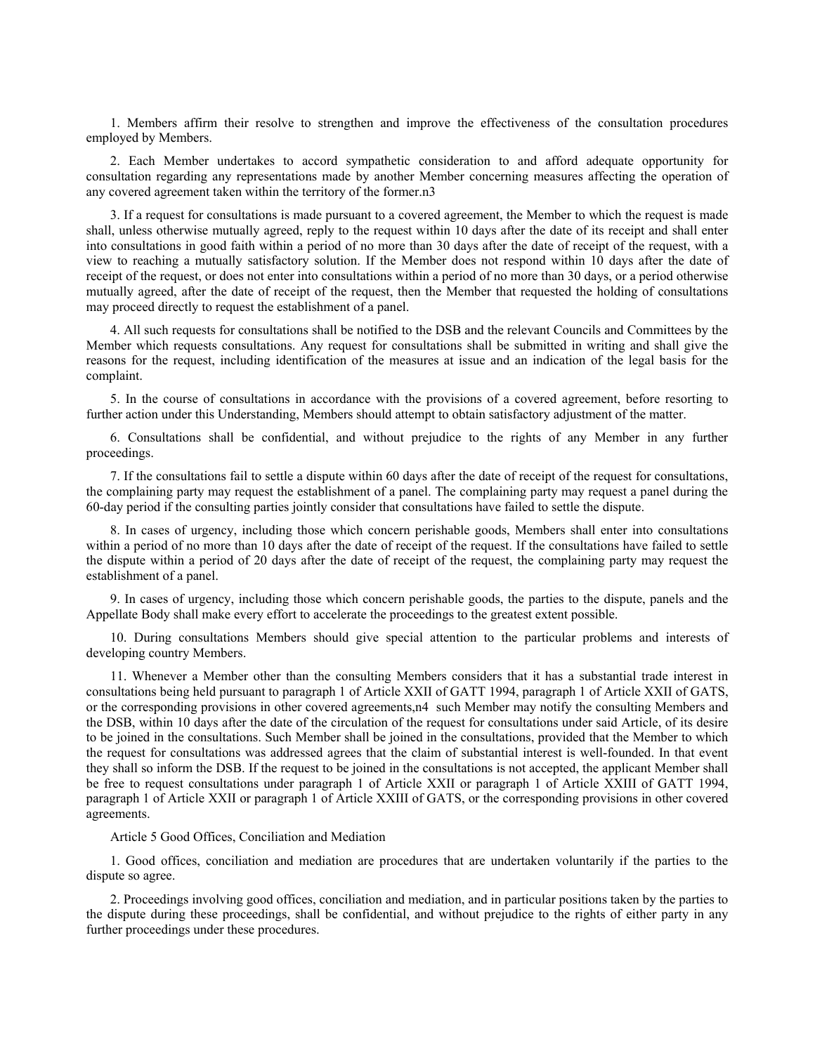1. Members affirm their resolve to strengthen and improve the effectiveness of the consultation procedures employed by Members.

2. Each Member undertakes to accord sympathetic consideration to and afford adequate opportunity for consultation regarding any representations made by another Member concerning measures affecting the operation of any covered agreement taken within the territory of the former.n3

3. If a request for consultations is made pursuant to a covered agreement, the Member to which the request is made shall, unless otherwise mutually agreed, reply to the request within 10 days after the date of its receipt and shall enter into consultations in good faith within a period of no more than 30 days after the date of receipt of the request, with a view to reaching a mutually satisfactory solution. If the Member does not respond within 10 days after the date of receipt of the request, or does not enter into consultations within a period of no more than 30 days, or a period otherwise mutually agreed, after the date of receipt of the request, then the Member that requested the holding of consultations may proceed directly to request the establishment of a panel.

4. All such requests for consultations shall be notified to the DSB and the relevant Councils and Committees by the Member which requests consultations. Any request for consultations shall be submitted in writing and shall give the reasons for the request, including identification of the measures at issue and an indication of the legal basis for the complaint.

5. In the course of consultations in accordance with the provisions of a covered agreement, before resorting to further action under this Understanding, Members should attempt to obtain satisfactory adjustment of the matter.

6. Consultations shall be confidential, and without prejudice to the rights of any Member in any further proceedings.

7. If the consultations fail to settle a dispute within 60 days after the date of receipt of the request for consultations, the complaining party may request the establishment of a panel. The complaining party may request a panel during the 60-day period if the consulting parties jointly consider that consultations have failed to settle the dispute.

8. In cases of urgency, including those which concern perishable goods, Members shall enter into consultations within a period of no more than 10 days after the date of receipt of the request. If the consultations have failed to settle the dispute within a period of 20 days after the date of receipt of the request, the complaining party may request the establishment of a panel.

9. In cases of urgency, including those which concern perishable goods, the parties to the dispute, panels and the Appellate Body shall make every effort to accelerate the proceedings to the greatest extent possible.

10. During consultations Members should give special attention to the particular problems and interests of developing country Members.

11. Whenever a Member other than the consulting Members considers that it has a substantial trade interest in consultations being held pursuant to paragraph 1 of Article XXII of GATT 1994, paragraph 1 of Article XXII of GATS, or the corresponding provisions in other covered agreements,n4 such Member may notify the consulting Members and the DSB, within 10 days after the date of the circulation of the request for consultations under said Article, of its desire to be joined in the consultations. Such Member shall be joined in the consultations, provided that the Member to which the request for consultations was addressed agrees that the claim of substantial interest is well-founded. In that event they shall so inform the DSB. If the request to be joined in the consultations is not accepted, the applicant Member shall be free to request consultations under paragraph 1 of Article XXII or paragraph 1 of Article XXIII of GATT 1994, paragraph 1 of Article XXII or paragraph 1 of Article XXIII of GATS, or the corresponding provisions in other covered agreements.

Article 5 Good Offices, Conciliation and Mediation

1. Good offices, conciliation and mediation are procedures that are undertaken voluntarily if the parties to the dispute so agree.

2. Proceedings involving good offices, conciliation and mediation, and in particular positions taken by the parties to the dispute during these proceedings, shall be confidential, and without prejudice to the rights of either party in any further proceedings under these procedures.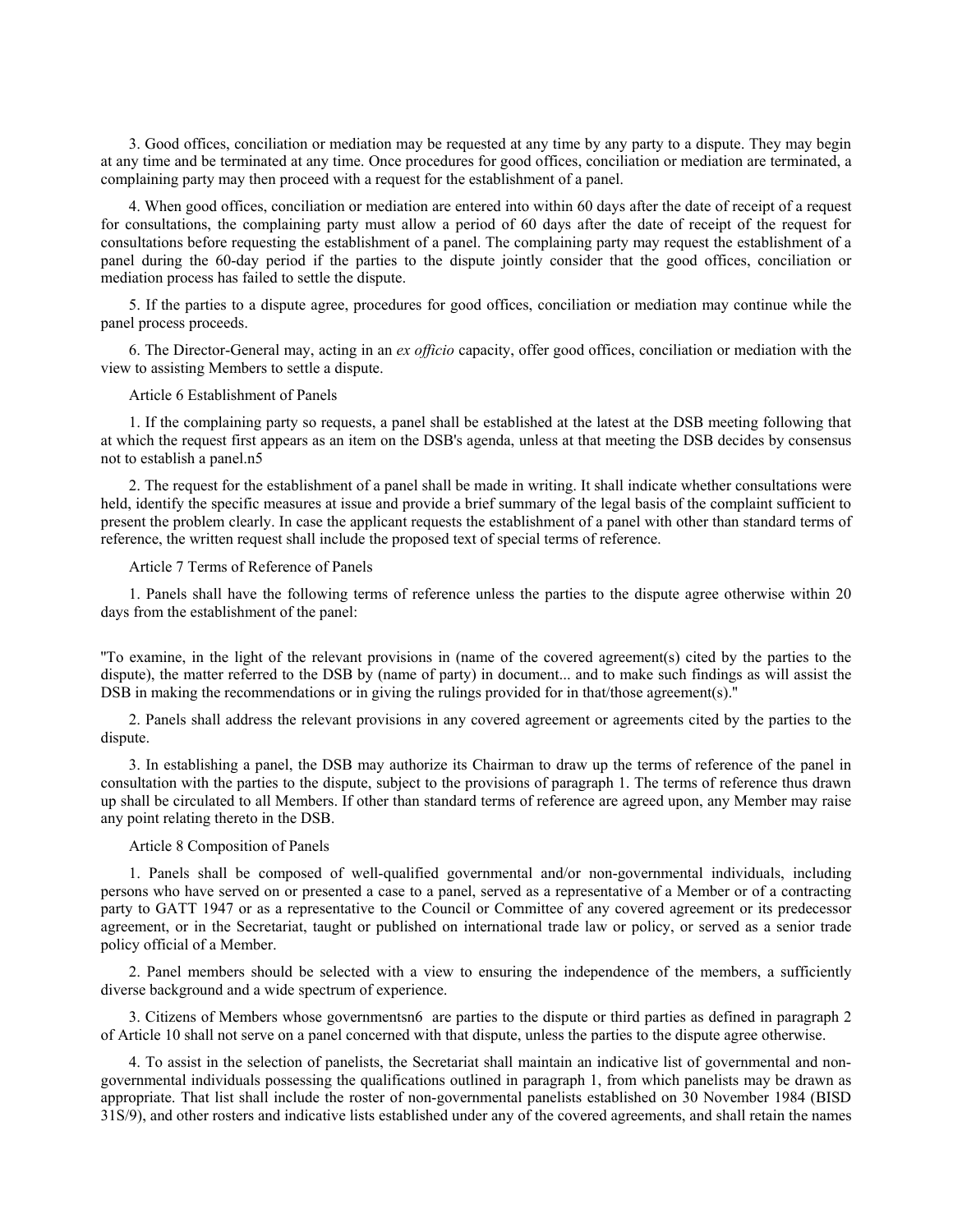3. Good offices, conciliation or mediation may be requested at any time by any party to a dispute. They may begin at any time and be terminated at any time. Once procedures for good offices, conciliation or mediation are terminated, a complaining party may then proceed with a request for the establishment of a panel.

4. When good offices, conciliation or mediation are entered into within 60 days after the date of receipt of a request for consultations, the complaining party must allow a period of 60 days after the date of receipt of the request for consultations before requesting the establishment of a panel. The complaining party may request the establishment of a panel during the 60-day period if the parties to the dispute jointly consider that the good offices, conciliation or mediation process has failed to settle the dispute.

5. If the parties to a dispute agree, procedures for good offices, conciliation or mediation may continue while the panel process proceeds.

6. The Director-General may, acting in an *ex officio* capacity, offer good offices, conciliation or mediation with the view to assisting Members to settle a dispute.

Article 6 Establishment of Panels

1. If the complaining party so requests, a panel shall be established at the latest at the DSB meeting following that at which the request first appears as an item on the DSB's agenda, unless at that meeting the DSB decides by consensus not to establish a panel.n5

2. The request for the establishment of a panel shall be made in writing. It shall indicate whether consultations were held, identify the specific measures at issue and provide a brief summary of the legal basis of the complaint sufficient to present the problem clearly. In case the applicant requests the establishment of a panel with other than standard terms of reference, the written request shall include the proposed text of special terms of reference.

Article 7 Terms of Reference of Panels

1. Panels shall have the following terms of reference unless the parties to the dispute agree otherwise within 20 days from the establishment of the panel:

"To examine, in the light of the relevant provisions in (name of the covered agreement(s) cited by the parties to the dispute), the matter referred to the DSB by (name of party) in document... and to make such findings as will assist the DSB in making the recommendations or in giving the rulings provided for in that/those agreement(s)."

2. Panels shall address the relevant provisions in any covered agreement or agreements cited by the parties to the dispute.

3. In establishing a panel, the DSB may authorize its Chairman to draw up the terms of reference of the panel in consultation with the parties to the dispute, subject to the provisions of paragraph 1. The terms of reference thus drawn up shall be circulated to all Members. If other than standard terms of reference are agreed upon, any Member may raise any point relating thereto in the DSB.

Article 8 Composition of Panels

1. Panels shall be composed of well-qualified governmental and/or non-governmental individuals, including persons who have served on or presented a case to a panel, served as a representative of a Member or of a contracting party to GATT 1947 or as a representative to the Council or Committee of any covered agreement or its predecessor agreement, or in the Secretariat, taught or published on international trade law or policy, or served as a senior trade policy official of a Member.

2. Panel members should be selected with a view to ensuring the independence of the members, a sufficiently diverse background and a wide spectrum of experience.

3. Citizens of Members whose governmentsn6 are parties to the dispute or third parties as defined in paragraph 2 of Article 10 shall not serve on a panel concerned with that dispute, unless the parties to the dispute agree otherwise.

4. To assist in the selection of panelists, the Secretariat shall maintain an indicative list of governmental and non-governmental individuals possessing the qualifications outlined in paragraph 1, from which panelists may be drawn as appropriate. That list shall include the roster of non-governmental panelists established on 30 November 1984 (BISD 31S/9), and other rosters and indicative lists established under any of the covered agreements, and shall retain the names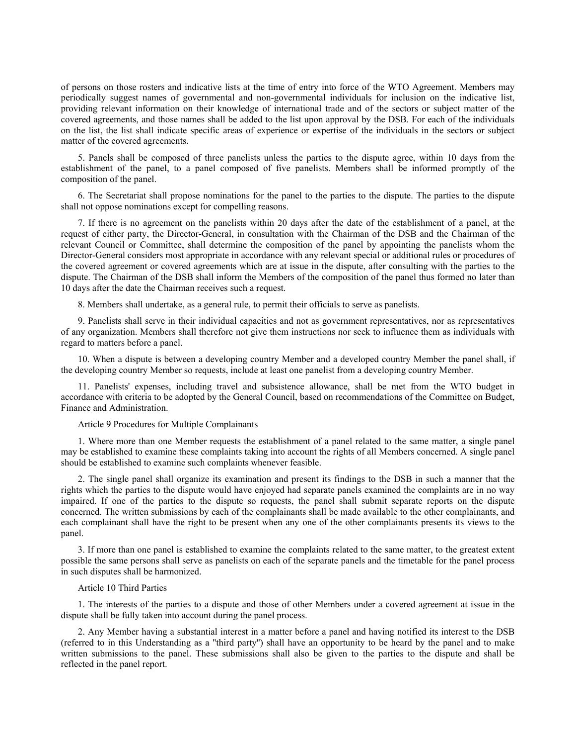of persons on those rosters and indicative lists at the time of entry into force of the WTO Agreement. Members may periodically suggest names of governmental and non-governmental individuals for inclusion on the indicative list, providing relevant information on their knowledge of international trade and of the sectors or subject matter of the covered agreements, and those names shall be added to the list upon approval by the DSB. For each of the individuals on the list, the list shall indicate specific areas of experience or expertise of the individuals in the sectors or subject matter of the covered agreements.

5. Panels shall be composed of three panelists unless the parties to the dispute agree, within 10 days from the establishment of the panel, to a panel composed of five panelists. Members shall be informed promptly of the composition of the panel.

6. The Secretariat shall propose nominations for the panel to the parties to the dispute. The parties to the dispute shall not oppose nominations except for compelling reasons.

7. If there is no agreement on the panelists within 20 days after the date of the establishment of a panel, at the request of either party, the Director-General, in consultation with the Chairman of the DSB and the Chairman of the relevant Council or Committee, shall determine the composition of the panel by appointing the panelists whom the Director-General considers most appropriate in accordance with any relevant special or additional rules or procedures of the covered agreement or covered agreements which are at issue in the dispute, after consulting with the parties to the dispute. The Chairman of the DSB shall inform the Members of the composition of the panel thus formed no later than 10 days after the date the Chairman receives such a request.

8. Members shall undertake, as a general rule, to permit their officials to serve as panelists.

9. Panelists shall serve in their individual capacities and not as government representatives, nor as representatives of any organization. Members shall therefore not give them instructions nor seek to influence them as individuals with regard to matters before a panel.

10. When a dispute is between a developing country Member and a developed country Member the panel shall, if the developing country Member so requests, include at least one panelist from a developing country Member.

11. Panelists' expenses, including travel and subsistence allowance, shall be met from the WTO budget in accordance with criteria to be adopted by the General Council, based on recommendations of the Committee on Budget, Finance and Administration.

## Article 9 Procedures for Multiple Complainants

1. Where more than one Member requests the establishment of a panel related to the same matter, a single panel may be established to examine these complaints taking into account the rights of all Members concerned. A single panel should be established to examine such complaints whenever feasible.

2. The single panel shall organize its examination and present its findings to the DSB in such a manner that the rights which the parties to the dispute would have enjoyed had separate panels examined the complaints are in no way impaired. If one of the parties to the dispute so requests, the panel shall submit separate reports on the dispute concerned. The written submissions by each of the complainants shall be made available to the other complainants, and each complainant shall have the right to be present when any one of the other complainants presents its views to the panel.

3. If more than one panel is established to examine the complaints related to the same matter, to the greatest extent possible the same persons shall serve as panelists on each of the separate panels and the timetable for the panel process in such disputes shall be harmonized.

## Article 10 Third Parties

1. The interests of the parties to a dispute and those of other Members under a covered agreement at issue in the dispute shall be fully taken into account during the panel process.

2. Any Member having a substantial interest in a matter before a panel and having notified its interest to the DSB (referred to in this Understanding as a "third party") shall have an opportunity to be heard by the panel and to make written submissions to the panel. These submissions shall also be given to the parties to the dispute and shall be reflected in the panel report.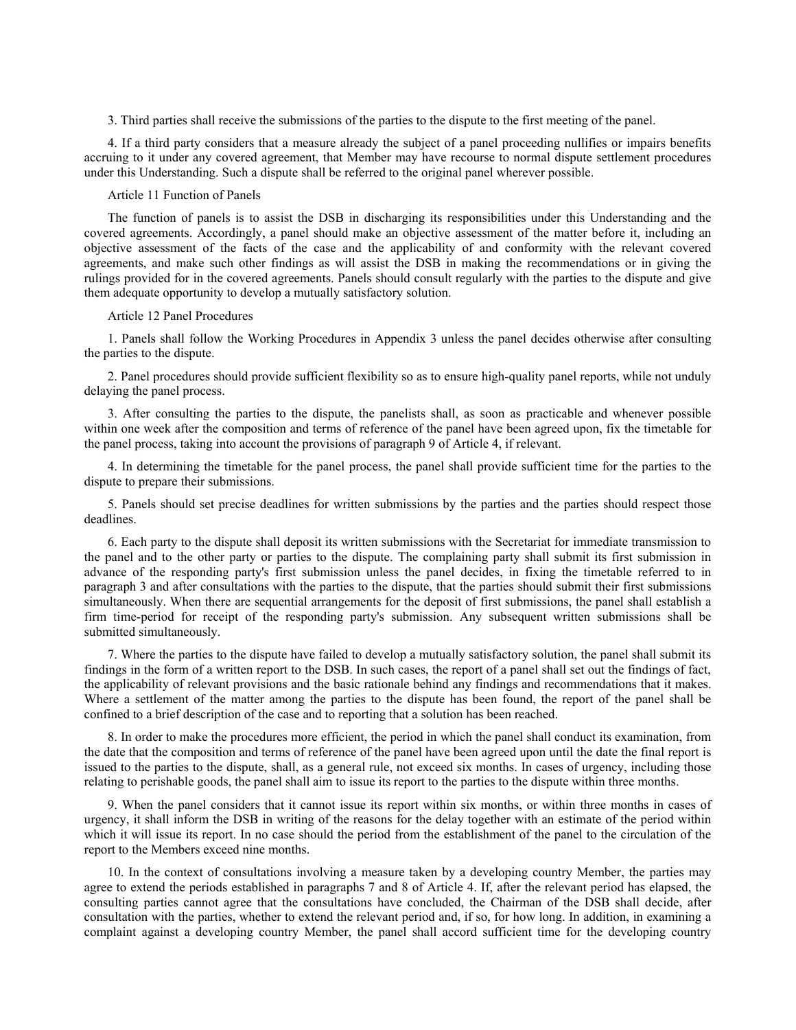3. Third parties shall receive the submissions of the parties to the dispute to the first meeting of the panel.

4. If a third party considers that a measure already the subject of a panel proceeding nullifies or impairs benefits accruing to it under any covered agreement, that Member may have recourse to normal dispute settlement procedures under this Understanding. Such a dispute shall be referred to the original panel wherever possible.

## Article 11 Function of Panels

The function of panels is to assist the DSB in discharging its responsibilities under this Understanding and the covered agreements. Accordingly, a panel should make an objective assessment of the matter before it, including an objective assessment of the facts of the case and the applicability of and conformity with the relevant covered agreements, and make such other findings as will assist the DSB in making the recommendations or in giving the rulings provided for in the covered agreements. Panels should consult regularly with the parties to the dispute and give them adequate opportunity to develop a mutually satisfactory solution.

## Article 12 Panel Procedures

1. Panels shall follow the Working Procedures in Appendix 3 unless the panel decides otherwise after consulting the parties to the dispute.

2. Panel procedures should provide sufficient flexibility so as to ensure high-quality panel reports, while not unduly delaying the panel process.

3. After consulting the parties to the dispute, the panelists shall, as soon as practicable and whenever possible within one week after the composition and terms of reference of the panel have been agreed upon, fix the timetable for the panel process, taking into account the provisions of paragraph 9 of Article 4, if relevant.

4. In determining the timetable for the panel process, the panel shall provide sufficient time for the parties to the dispute to prepare their submissions.

5. Panels should set precise deadlines for written submissions by the parties and the parties should respect those deadlines.

6. Each party to the dispute shall deposit its written submissions with the Secretariat for immediate transmission to the panel and to the other party or parties to the dispute. The complaining party shall submit its first submission in advance of the responding party's first submission unless the panel decides, in fixing the timetable referred to in paragraph 3 and after consultations with the parties to the dispute, that the parties should submit their first submissions simultaneously. When there are sequential arrangements for the deposit of first submissions, the panel shall establish a firm time-period for receipt of the responding party's submission. Any subsequent written submissions shall be submitted simultaneously.

7. Where the parties to the dispute have failed to develop a mutually satisfactory solution, the panel shall submit its findings in the form of a written report to the DSB. In such cases, the report of a panel shall set out the findings of fact, the applicability of relevant provisions and the basic rationale behind any findings and recommendations that it makes. Where a settlement of the matter among the parties to the dispute has been found, the report of the panel shall be confined to a brief description of the case and to reporting that a solution has been reached.

8. In order to make the procedures more efficient, the period in which the panel shall conduct its examination, from the date that the composition and terms of reference of the panel have been agreed upon until the date the final report is issued to the parties to the dispute, shall, as a general rule, not exceed six months. In cases of urgency, including those relating to perishable goods, the panel shall aim to issue its report to the parties to the dispute within three months.

9. When the panel considers that it cannot issue its report within six months, or within three months in cases of urgency, it shall inform the DSB in writing of the reasons for the delay together with an estimate of the period within which it will issue its report. In no case should the period from the establishment of the panel to the circulation of the report to the Members exceed nine months.

10. In the context of consultations involving a measure taken by a developing country Member, the parties may agree to extend the periods established in paragraphs 7 and 8 of Article 4. If, after the relevant period has elapsed, the consulting parties cannot agree that the consultations have concluded, the Chairman of the DSB shall decide, after consultation with the parties, whether to extend the relevant period and, if so, for how long. In addition, in examining a complaint against a developing country Member, the panel shall accord sufficient time for the developing country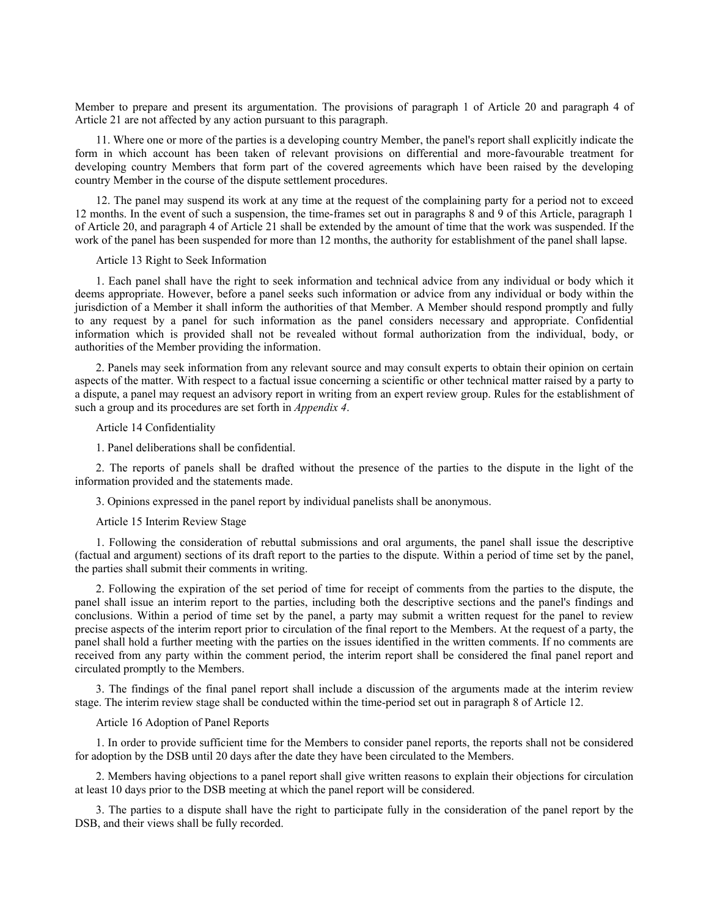Member to prepare and present its argumentation. The provisions of paragraph 1 of Article 20 and paragraph 4 of Article 21 are not affected by any action pursuant to this paragraph.

11. Where one or more of the parties is a developing country Member, the panel's report shall explicitly indicate the form in which account has been taken of relevant provisions on differential and more-favourable treatment for developing country Members that form part of the covered agreements which have been raised by the developing country Member in the course of the dispute settlement procedures.

12. The panel may suspend its work at any time at the request of the complaining party for a period not to exceed 12 months. In the event of such a suspension, the time-frames set out in paragraphs 8 and 9 of this Article, paragraph 1 of Article 20, and paragraph 4 of Article 21 shall be extended by the amount of time that the work was suspended. If the work of the panel has been suspended for more than 12 months, the authority for establishment of the panel shall lapse.

### Article 13 Right to Seek Information

1. Each panel shall have the right to seek information and technical advice from any individual or body which it deems appropriate. However, before a panel seeks such information or advice from any individual or body within the jurisdiction of a Member it shall inform the authorities of that Member. A Member should respond promptly and fully to any request by a panel for such information as the panel considers necessary and appropriate. Confidential information which is provided shall not be revealed without formal authorization from the individual, body, or authorities of the Member providing the information.

2. Panels may seek information from any relevant source and may consult experts to obtain their opinion on certain aspects of the matter. With respect to a factual issue concerning a scientific or other technical matter raised by a party to a dispute, a panel may request an advisory report in writing from an expert review group. Rules for the establishment of such a group and its procedures are set forth in *Appendix 4*.

### Article 14 Confidentiality

1. Panel deliberations shall be confidential.

2. The reports of panels shall be drafted without the presence of the parties to the dispute in the light of the information provided and the statements made.

3. Opinions expressed in the panel report by individual panelists shall be anonymous.

### Article 15 Interim Review Stage

1. Following the consideration of rebuttal submissions and oral arguments, the panel shall issue the descriptive (factual and argument) sections of its draft report to the parties to the dispute. Within a period of time set by the panel, the parties shall submit their comments in writing.

2. Following the expiration of the set period of time for receipt of comments from the parties to the dispute, the panel shall issue an interim report to the parties, including both the descriptive sections and the panel's findings and conclusions. Within a period of time set by the panel, a party may submit a written request for the panel to review precise aspects of the interim report prior to circulation of the final report to the Members. At the request of a party, the panel shall hold a further meeting with the parties on the issues identified in the written comments. If no comments are received from any party within the comment period, the interim report shall be considered the final panel report and circulated promptly to the Members.

3. The findings of the final panel report shall include a discussion of the arguments made at the interim review stage. The interim review stage shall be conducted within the time-period set out in paragraph 8 of Article 12.

### Article 16 Adoption of Panel Reports

1. In order to provide sufficient time for the Members to consider panel reports, the reports shall not be considered for adoption by the DSB until 20 days after the date they have been circulated to the Members.

2. Members having objections to a panel report shall give written reasons to explain their objections for circulation at least 10 days prior to the DSB meeting at which the panel report will be considered.

3. The parties to a dispute shall have the right to participate fully in the consideration of the panel report by the DSB, and their views shall be fully recorded.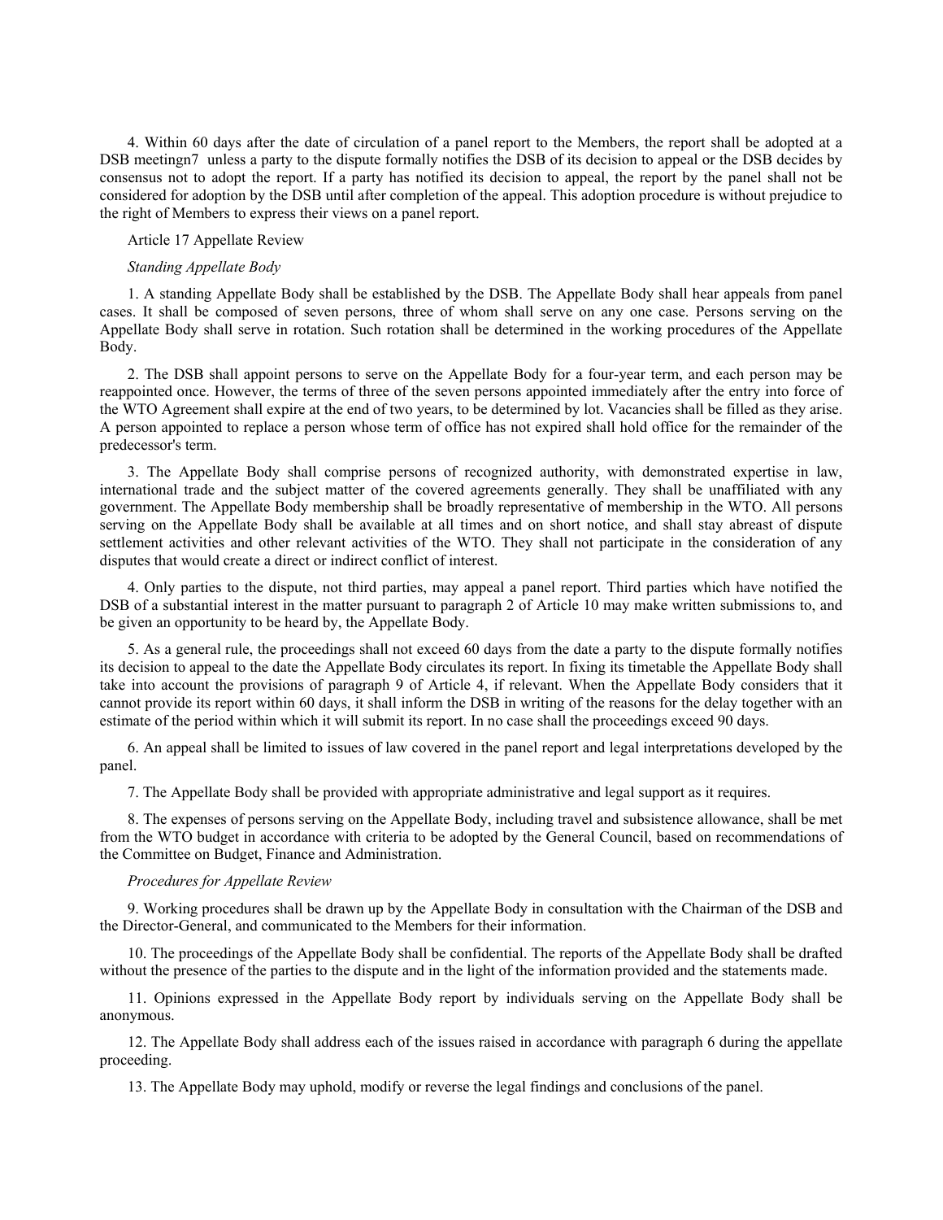4. Within 60 days after the date of circulation of a panel report to the Members, the report shall be adopted at a DSB meetingn7 unless a party to the dispute formally notifies the DSB of its decision to appeal or the DSB decides by consensus not to adopt the report. If a party has notified its decision to appeal, the report by the panel shall not be considered for adoption by the DSB until after completion of the appeal. This adoption procedure is without prejudice to the right of Members to express their views on a panel report.

Article 17 Appellate Review

*Standing Appellate Body*

1. A standing Appellate Body shall be established by the DSB. The Appellate Body shall hear appeals from panel cases. It shall be composed of seven persons, three of whom shall serve on any one case. Persons serving on the Appellate Body shall serve in rotation. Such rotation shall be determined in the working procedures of the Appellate Body.

2. The DSB shall appoint persons to serve on the Appellate Body for a four-year term, and each person may be reappointed once. However, the terms of three of the seven persons appointed immediately after the entry into force of the WTO Agreement shall expire at the end of two years, to be determined by lot. Vacancies shall be filled as they arise. A person appointed to replace a person whose term of office has not expired shall hold office for the remainder of the predecessor's term.

3. The Appellate Body shall comprise persons of recognized authority, with demonstrated expertise in law, international trade and the subject matter of the covered agreements generally. They shall be unaffiliated with any government. The Appellate Body membership shall be broadly representative of membership in the WTO. All persons serving on the Appellate Body shall be available at all times and on short notice, and shall stay abreast of dispute settlement activities and other relevant activities of the WTO. They shall not participate in the consideration of any disputes that would create a direct or indirect conflict of interest.

4. Only parties to the dispute, not third parties, may appeal a panel report. Third parties which have notified the DSB of a substantial interest in the matter pursuant to paragraph 2 of Article 10 may make written submissions to, and be given an opportunity to be heard by, the Appellate Body.

5. As a general rule, the proceedings shall not exceed 60 days from the date a party to the dispute formally notifies its decision to appeal to the date the Appellate Body circulates its report. In fixing its timetable the Appellate Body shall take into account the provisions of paragraph 9 of Article 4, if relevant. When the Appellate Body considers that it cannot provide its report within 60 days, it shall inform the DSB in writing of the reasons for the delay together with an estimate of the period within which it will submit its report. In no case shall the proceedings exceed 90 days.

6. An appeal shall be limited to issues of law covered in the panel report and legal interpretations developed by the panel.

7. The Appellate Body shall be provided with appropriate administrative and legal support as it requires.

8. The expenses of persons serving on the Appellate Body, including travel and subsistence allowance, shall be met from the WTO budget in accordance with criteria to be adopted by the General Council, based on recommendations of the Committee on Budget, Finance and Administration.

*Procedures for Appellate Review*

9. Working procedures shall be drawn up by the Appellate Body in consultation with the Chairman of the DSB and the Director-General, and communicated to the Members for their information.

10. The proceedings of the Appellate Body shall be confidential. The reports of the Appellate Body shall be drafted without the presence of the parties to the dispute and in the light of the information provided and the statements made.

11. Opinions expressed in the Appellate Body report by individuals serving on the Appellate Body shall be anonymous.

12. The Appellate Body shall address each of the issues raised in accordance with paragraph 6 during the appellate proceeding.

13. The Appellate Body may uphold, modify or reverse the legal findings and conclusions of the panel.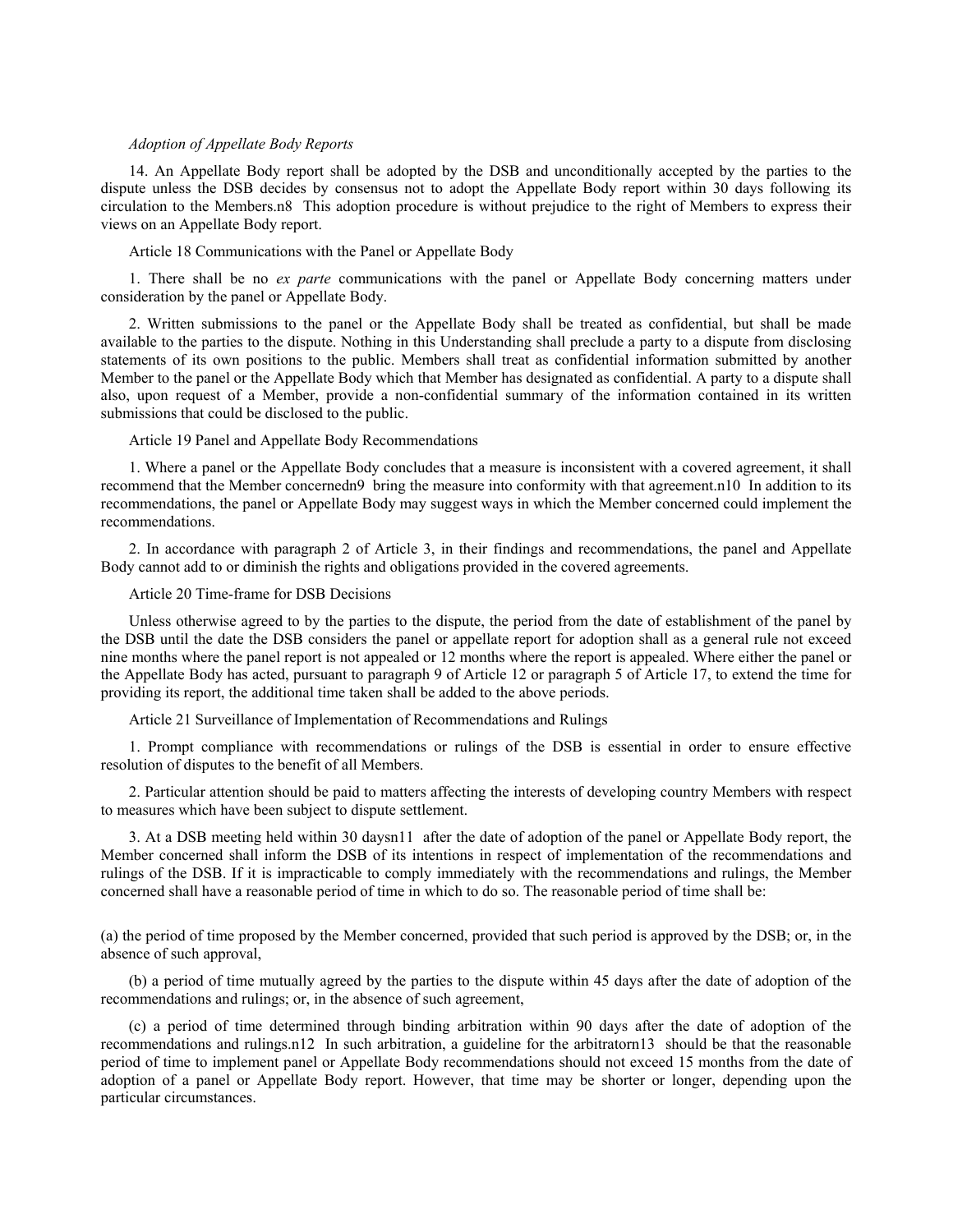*Adoption of Appellate Body Reports*

14. An Appellate Body report shall be adopted by the DSB and unconditionally accepted by the parties to the dispute unless the DSB decides by consensus not to adopt the Appellate Body report within 30 days following its circulation to the Members.n8  This adoption procedure is without prejudice to the right of Members to express their views on an Appellate Body report.

Article 18 Communications with the Panel or Appellate Body

1. There shall be no *ex parte* communications with the panel or Appellate Body concerning matters under consideration by the panel or Appellate Body.

2. Written submissions to the panel or the Appellate Body shall be treated as confidential, but shall be made available to the parties to the dispute. Nothing in this Understanding shall preclude a party to a dispute from disclosing statements of its own positions to the public. Members shall treat as confidential information submitted by another Member to the panel or the Appellate Body which that Member has designated as confidential. A party to a dispute shall also, upon request of a Member, provide a non-confidential summary of the information contained in its written submissions that could be disclosed to the public.

Article 19 Panel and Appellate Body Recommendations

1. Where a panel or the Appellate Body concludes that a measure is inconsistent with a covered agreement, it shall recommend that the Member concernedn9  bring the measure into conformity with that agreement.n10  In addition to its recommendations, the panel or Appellate Body may suggest ways in which the Member concerned could implement the recommendations.

2. In accordance with paragraph 2 of Article 3, in their findings and recommendations, the panel and Appellate Body cannot add to or diminish the rights and obligations provided in the covered agreements.

Article 20 Time-frame for DSB Decisions

Unless otherwise agreed to by the parties to the dispute, the period from the date of establishment of the panel by the DSB until the date the DSB considers the panel or appellate report for adoption shall as a general rule not exceed nine months where the panel report is not appealed or 12 months where the report is appealed. Where either the panel or the Appellate Body has acted, pursuant to paragraph 9 of Article 12 or paragraph 5 of Article 17, to extend the time for providing its report, the additional time taken shall be added to the above periods.

Article 21 Surveillance of Implementation of Recommendations and Rulings

1. Prompt compliance with recommendations or rulings of the DSB is essential in order to ensure effective resolution of disputes to the benefit of all Members.

2. Particular attention should be paid to matters affecting the interests of developing country Members with respect to measures which have been subject to dispute settlement.

3. At a DSB meeting held within 30 daysn11  after the date of adoption of the panel or Appellate Body report, the Member concerned shall inform the DSB of its intentions in respect of implementation of the recommendations and rulings of the DSB. If it is impracticable to comply immediately with the recommendations and rulings, the Member concerned shall have a reasonable period of time in which to do so. The reasonable period of time shall be:

(a) the period of time proposed by the Member concerned, provided that such period is approved by the DSB; or, in the absence of such approval,

(b) a period of time mutually agreed by the parties to the dispute within 45 days after the date of adoption of the recommendations and rulings; or, in the absence of such agreement,

(c) a period of time determined through binding arbitration within 90 days after the date of adoption of the recommendations and rulings.n12  In such arbitration, a guideline for the arbitratorn13  should be that the reasonable period of time to implement panel or Appellate Body recommendations should not exceed 15 months from the date of adoption of a panel or Appellate Body report. However, that time may be shorter or longer, depending upon the particular circumstances.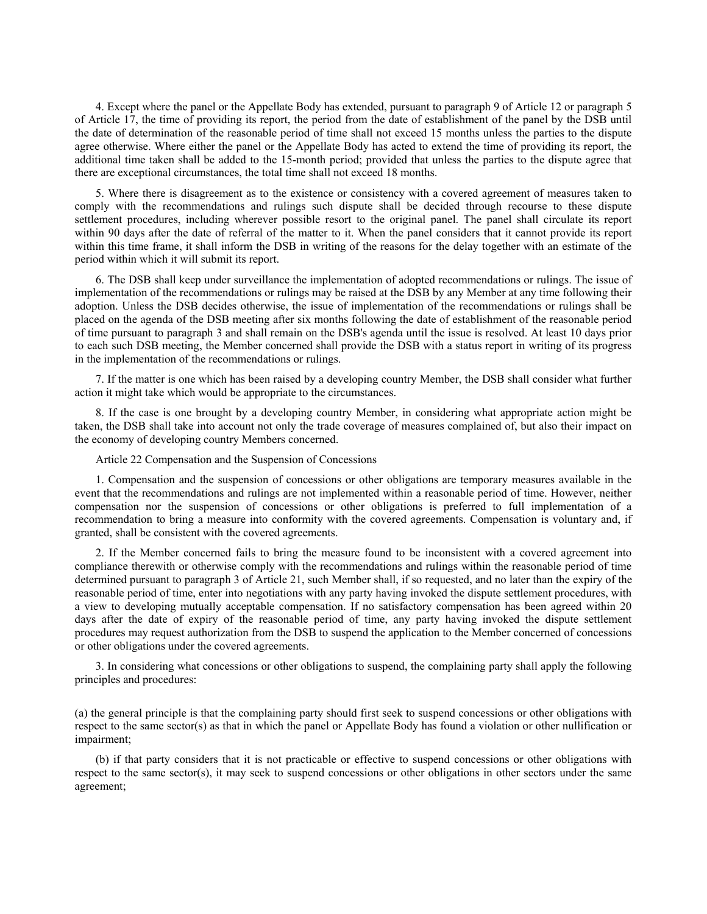4. Except where the panel or the Appellate Body has extended, pursuant to paragraph 9 of Article 12 or paragraph 5 of Article 17, the time of providing its report, the period from the date of establishment of the panel by the DSB until the date of determination of the reasonable period of time shall not exceed 15 months unless the parties to the dispute agree otherwise. Where either the panel or the Appellate Body has acted to extend the time of providing its report, the additional time taken shall be added to the 15-month period; provided that unless the parties to the dispute agree that there are exceptional circumstances, the total time shall not exceed 18 months.

5. Where there is disagreement as to the existence or consistency with a covered agreement of measures taken to comply with the recommendations and rulings such dispute shall be decided through recourse to these dispute settlement procedures, including wherever possible resort to the original panel. The panel shall circulate its report within 90 days after the date of referral of the matter to it. When the panel considers that it cannot provide its report within this time frame, it shall inform the DSB in writing of the reasons for the delay together with an estimate of the period within which it will submit its report.

6. The DSB shall keep under surveillance the implementation of adopted recommendations or rulings. The issue of implementation of the recommendations or rulings may be raised at the DSB by any Member at any time following their adoption. Unless the DSB decides otherwise, the issue of implementation of the recommendations or rulings shall be placed on the agenda of the DSB meeting after six months following the date of establishment of the reasonable period of time pursuant to paragraph 3 and shall remain on the DSB's agenda until the issue is resolved. At least 10 days prior to each such DSB meeting, the Member concerned shall provide the DSB with a status report in writing of its progress in the implementation of the recommendations or rulings.

7. If the matter is one which has been raised by a developing country Member, the DSB shall consider what further action it might take which would be appropriate to the circumstances.

8. If the case is one brought by a developing country Member, in considering what appropriate action might be taken, the DSB shall take into account not only the trade coverage of measures complained of, but also their impact on the economy of developing country Members concerned.

## Article 22 Compensation and the Suspension of Concessions

1. Compensation and the suspension of concessions or other obligations are temporary measures available in the event that the recommendations and rulings are not implemented within a reasonable period of time. However, neither compensation nor the suspension of concessions or other obligations is preferred to full implementation of a recommendation to bring a measure into conformity with the covered agreements. Compensation is voluntary and, if granted, shall be consistent with the covered agreements.

2. If the Member concerned fails to bring the measure found to be inconsistent with a covered agreement into compliance therewith or otherwise comply with the recommendations and rulings within the reasonable period of time determined pursuant to paragraph 3 of Article 21, such Member shall, if so requested, and no later than the expiry of the reasonable period of time, enter into negotiations with any party having invoked the dispute settlement procedures, with a view to developing mutually acceptable compensation. If no satisfactory compensation has been agreed within 20 days after the date of expiry of the reasonable period of time, any party having invoked the dispute settlement procedures may request authorization from the DSB to suspend the application to the Member concerned of concessions or other obligations under the covered agreements.

3. In considering what concessions or other obligations to suspend, the complaining party shall apply the following principles and procedures:

(a) the general principle is that the complaining party should first seek to suspend concessions or other obligations with respect to the same sector(s) as that in which the panel or Appellate Body has found a violation or other nullification or impairment;

(b) if that party considers that it is not practicable or effective to suspend concessions or other obligations with respect to the same sector(s), it may seek to suspend concessions or other obligations in other sectors under the same agreement;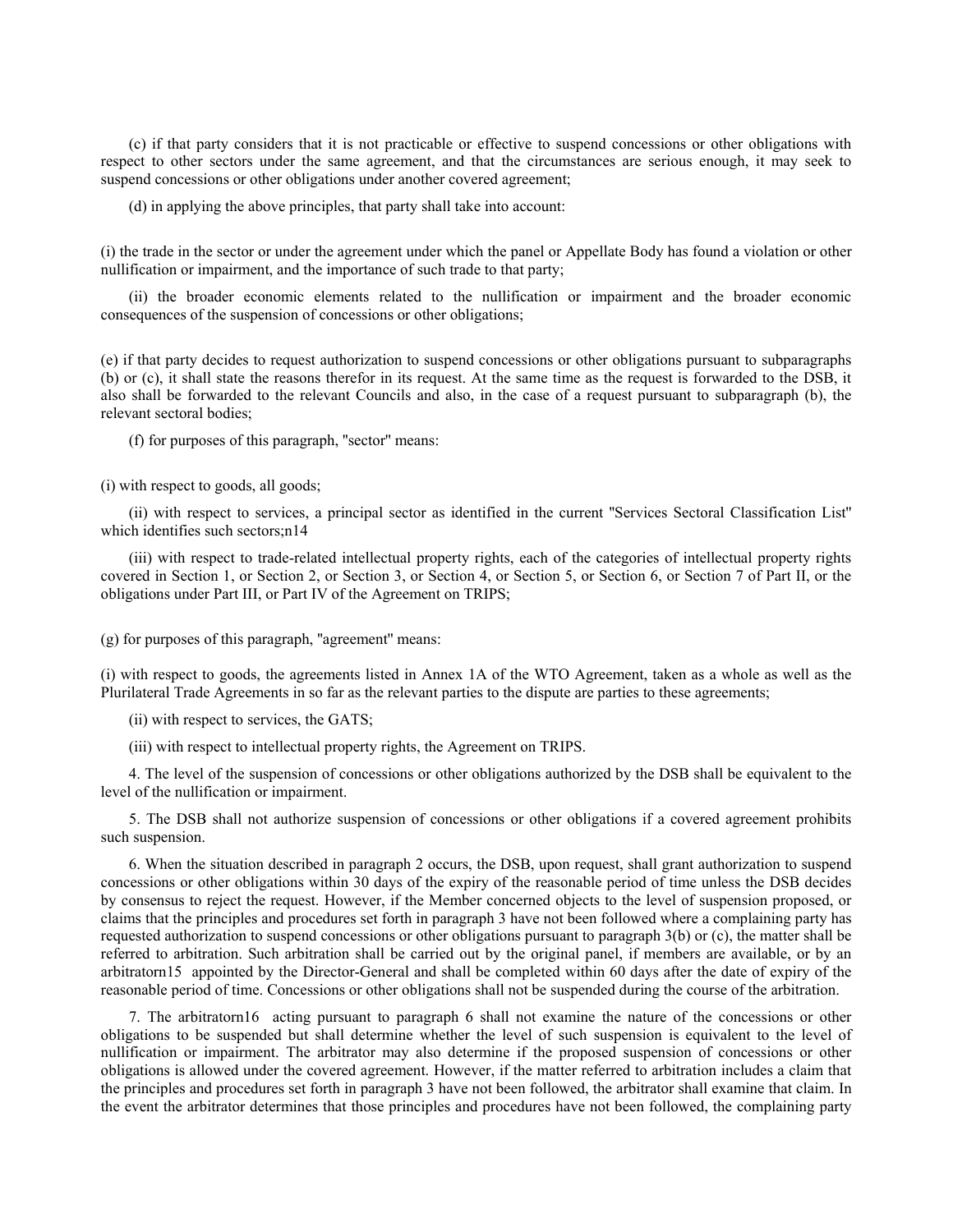(c) if that party considers that it is not practicable or effective to suspend concessions or other obligations with respect to other sectors under the same agreement, and that the circumstances are serious enough, it may seek to suspend concessions or other obligations under another covered agreement;

(d) in applying the above principles, that party shall take into account:

(i) the trade in the sector or under the agreement under which the panel or Appellate Body has found a violation or other nullification or impairment, and the importance of such trade to that party;

(ii) the broader economic elements related to the nullification or impairment and the broader economic consequences of the suspension of concessions or other obligations;

(e) if that party decides to request authorization to suspend concessions or other obligations pursuant to subparagraphs (b) or (c), it shall state the reasons therefor in its request. At the same time as the request is forwarded to the DSB, it also shall be forwarded to the relevant Councils and also, in the case of a request pursuant to subparagraph (b), the relevant sectoral bodies;

(f) for purposes of this paragraph, "sector" means:

(i) with respect to goods, all goods;

(ii) with respect to services, a principal sector as identified in the current "Services Sectoral Classification List" which identifies such sectors;n14

(iii) with respect to trade-related intellectual property rights, each of the categories of intellectual property rights covered in Section 1, or Section 2, or Section 3, or Section 4, or Section 5, or Section 6, or Section 7 of Part II, or the obligations under Part III, or Part IV of the Agreement on TRIPS;

(g) for purposes of this paragraph, "agreement" means:

(i) with respect to goods, the agreements listed in Annex 1A of the WTO Agreement, taken as a whole as well as the Plurilateral Trade Agreements in so far as the relevant parties to the dispute are parties to these agreements;

(ii) with respect to services, the GATS;

(iii) with respect to intellectual property rights, the Agreement on TRIPS.

4. The level of the suspension of concessions or other obligations authorized by the DSB shall be equivalent to the level of the nullification or impairment.

5. The DSB shall not authorize suspension of concessions or other obligations if a covered agreement prohibits such suspension.

6. When the situation described in paragraph 2 occurs, the DSB, upon request, shall grant authorization to suspend concessions or other obligations within 30 days of the expiry of the reasonable period of time unless the DSB decides by consensus to reject the request. However, if the Member concerned objects to the level of suspension proposed, or claims that the principles and procedures set forth in paragraph 3 have not been followed where a complaining party has requested authorization to suspend concessions or other obligations pursuant to paragraph 3(b) or (c), the matter shall be referred to arbitration. Such arbitration shall be carried out by the original panel, if members are available, or by an arbitratorn15 appointed by the Director-General and shall be completed within 60 days after the date of expiry of the reasonable period of time. Concessions or other obligations shall not be suspended during the course of the arbitration.

7. The arbitratorn16 acting pursuant to paragraph 6 shall not examine the nature of the concessions or other obligations to be suspended but shall determine whether the level of such suspension is equivalent to the level of nullification or impairment. The arbitrator may also determine if the proposed suspension of concessions or other obligations is allowed under the covered agreement. However, if the matter referred to arbitration includes a claim that the principles and procedures set forth in paragraph 3 have not been followed, the arbitrator shall examine that claim. In the event the arbitrator determines that those principles and procedures have not been followed, the complaining party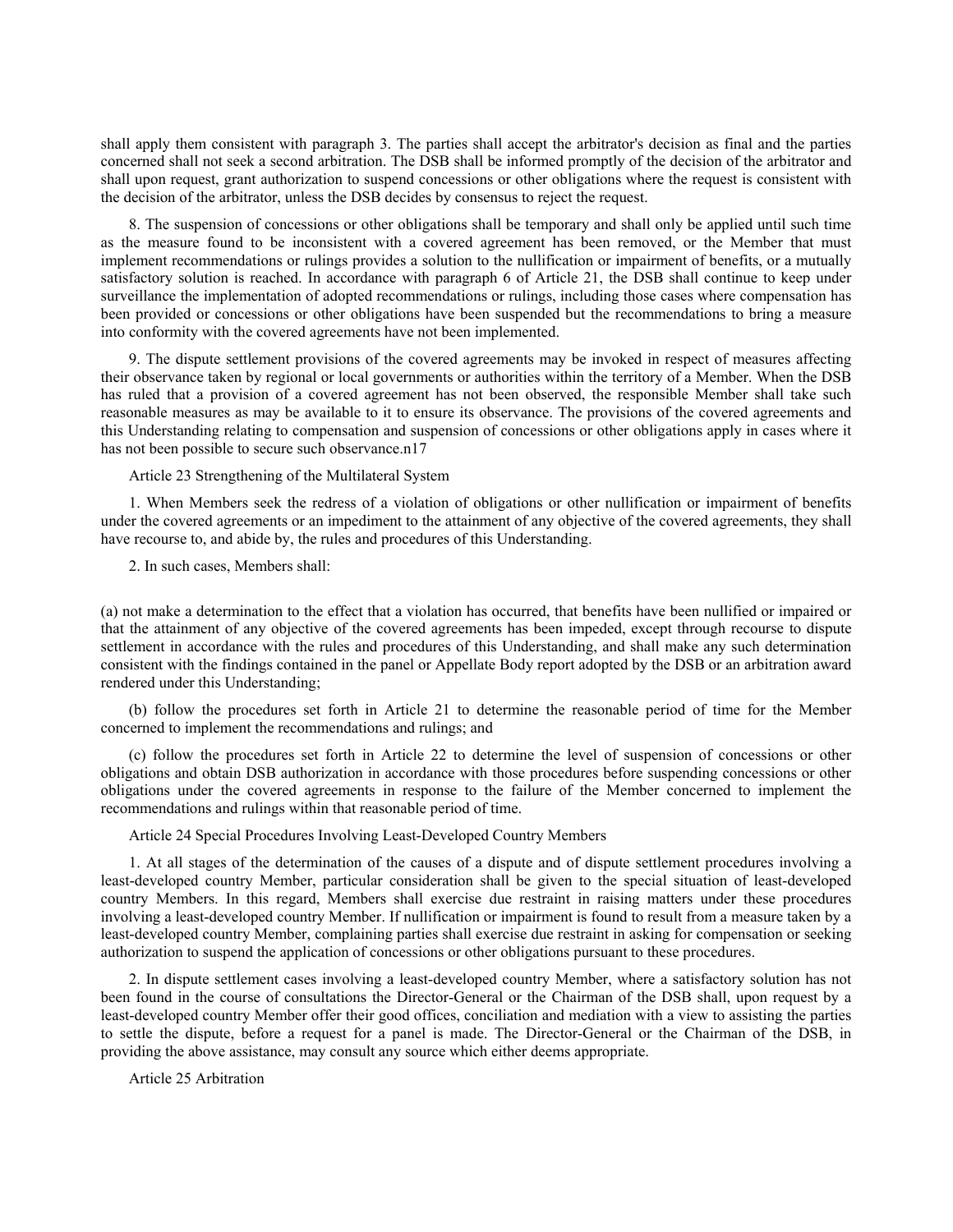shall apply them consistent with paragraph 3. The parties shall accept the arbitrator's decision as final and the parties concerned shall not seek a second arbitration. The DSB shall be informed promptly of the decision of the arbitrator and shall upon request, grant authorization to suspend concessions or other obligations where the request is consistent with the decision of the arbitrator, unless the DSB decides by consensus to reject the request.

8. The suspension of concessions or other obligations shall be temporary and shall only be applied until such time as the measure found to be inconsistent with a covered agreement has been removed, or the Member that must implement recommendations or rulings provides a solution to the nullification or impairment of benefits, or a mutually satisfactory solution is reached. In accordance with paragraph 6 of Article 21, the DSB shall continue to keep under surveillance the implementation of adopted recommendations or rulings, including those cases where compensation has been provided or concessions or other obligations have been suspended but the recommendations to bring a measure into conformity with the covered agreements have not been implemented.

9. The dispute settlement provisions of the covered agreements may be invoked in respect of measures affecting their observance taken by regional or local governments or authorities within the territory of a Member. When the DSB has ruled that a provision of a covered agreement has not been observed, the responsible Member shall take such reasonable measures as may be available to it to ensure its observance. The provisions of the covered agreements and this Understanding relating to compensation and suspension of concessions or other obligations apply in cases where it has not been possible to secure such observance.n17

Article 23 Strengthening of the Multilateral System

1. When Members seek the redress of a violation of obligations or other nullification or impairment of benefits under the covered agreements or an impediment to the attainment of any objective of the covered agreements, they shall have recourse to, and abide by, the rules and procedures of this Understanding.

2. In such cases, Members shall:

(a) not make a determination to the effect that a violation has occurred, that benefits have been nullified or impaired or that the attainment of any objective of the covered agreements has been impeded, except through recourse to dispute settlement in accordance with the rules and procedures of this Understanding, and shall make any such determination consistent with the findings contained in the panel or Appellate Body report adopted by the DSB or an arbitration award rendered under this Understanding;

(b) follow the procedures set forth in Article 21 to determine the reasonable period of time for the Member concerned to implement the recommendations and rulings; and

(c) follow the procedures set forth in Article 22 to determine the level of suspension of concessions or other obligations and obtain DSB authorization in accordance with those procedures before suspending concessions or other obligations under the covered agreements in response to the failure of the Member concerned to implement the recommendations and rulings within that reasonable period of time.

Article 24 Special Procedures Involving Least-Developed Country Members

1. At all stages of the determination of the causes of a dispute and of dispute settlement procedures involving a least-developed country Member, particular consideration shall be given to the special situation of least-developed country Members. In this regard, Members shall exercise due restraint in raising matters under these procedures involving a least-developed country Member. If nullification or impairment is found to result from a measure taken by a least-developed country Member, complaining parties shall exercise due restraint in asking for compensation or seeking authorization to suspend the application of concessions or other obligations pursuant to these procedures.

2. In dispute settlement cases involving a least-developed country Member, where a satisfactory solution has not been found in the course of consultations the Director-General or the Chairman of the DSB shall, upon request by a least-developed country Member offer their good offices, conciliation and mediation with a view to assisting the parties to settle the dispute, before a request for a panel is made. The Director-General or the Chairman of the DSB, in providing the above assistance, may consult any source which either deems appropriate.

Article 25 Arbitration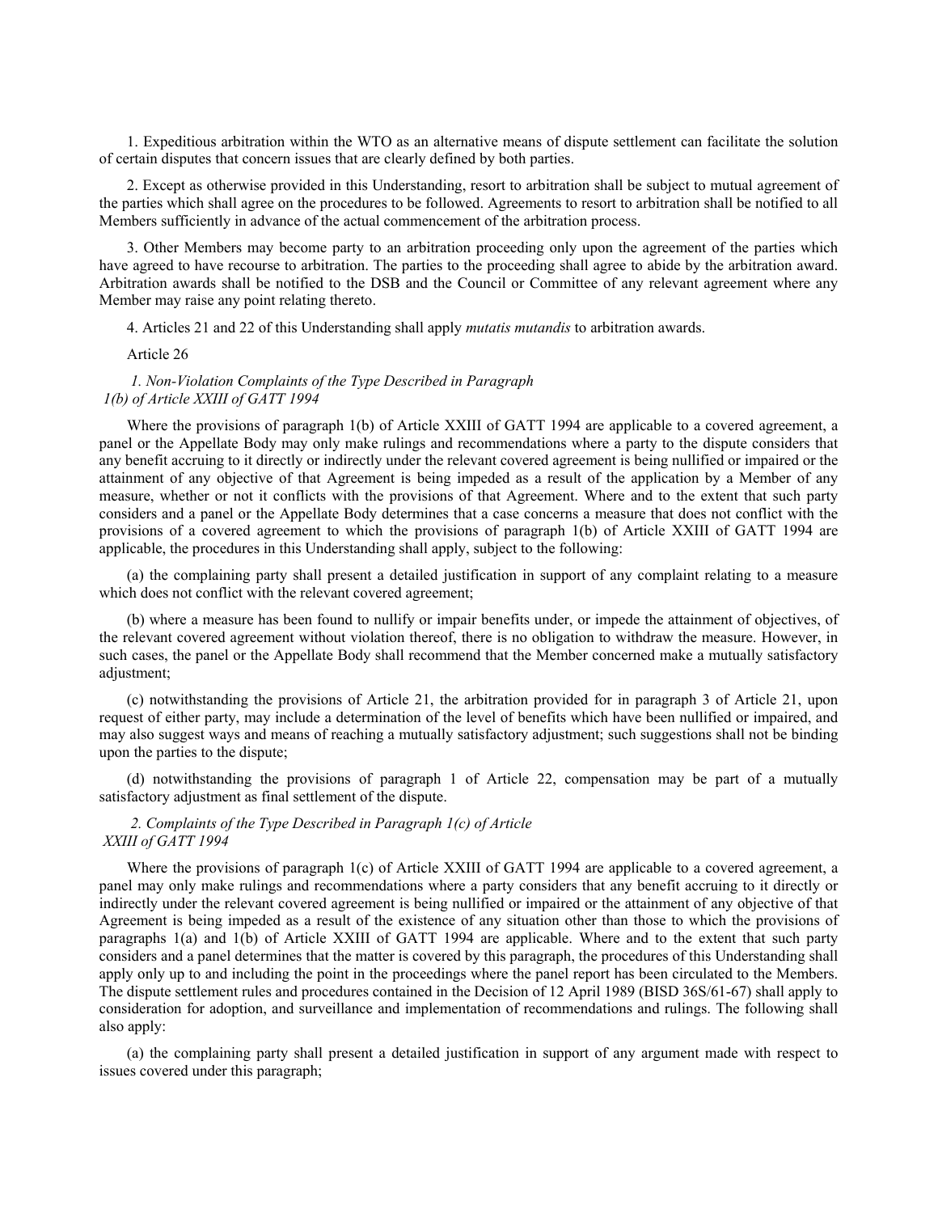1. Expeditious arbitration within the WTO as an alternative means of dispute settlement can facilitate the solution of certain disputes that concern issues that are clearly defined by both parties.

2. Except as otherwise provided in this Understanding, resort to arbitration shall be subject to mutual agreement of the parties which shall agree on the procedures to be followed. Agreements to resort to arbitration shall be notified to all Members sufficiently in advance of the actual commencement of the arbitration process.

3. Other Members may become party to an arbitration proceeding only upon the agreement of the parties which have agreed to have recourse to arbitration. The parties to the proceeding shall agree to abide by the arbitration award. Arbitration awards shall be notified to the DSB and the Council or Committee of any relevant agreement where any Member may raise any point relating thereto.

4. Articles 21 and 22 of this Understanding shall apply *mutatis mutandis* to arbitration awards.

Article 26

*1. Non-Violation Complaints of the Type Described in Paragraph 1(b) of Article XXIII of GATT 1994*

Where the provisions of paragraph 1(b) of Article XXIII of GATT 1994 are applicable to a covered agreement, a panel or the Appellate Body may only make rulings and recommendations where a party to the dispute considers that any benefit accruing to it directly or indirectly under the relevant covered agreement is being nullified or impaired or the attainment of any objective of that Agreement is being impeded as a result of the application by a Member of any measure, whether or not it conflicts with the provisions of that Agreement. Where and to the extent that such party considers and a panel or the Appellate Body determines that a case concerns a measure that does not conflict with the provisions of a covered agreement to which the provisions of paragraph 1(b) of Article XXIII of GATT 1994 are applicable, the procedures in this Understanding shall apply, subject to the following:

(a) the complaining party shall present a detailed justification in support of any complaint relating to a measure which does not conflict with the relevant covered agreement;

(b) where a measure has been found to nullify or impair benefits under, or impede the attainment of objectives, of the relevant covered agreement without violation thereof, there is no obligation to withdraw the measure. However, in such cases, the panel or the Appellate Body shall recommend that the Member concerned make a mutually satisfactory adjustment;

(c) notwithstanding the provisions of Article 21, the arbitration provided for in paragraph 3 of Article 21, upon request of either party, may include a determination of the level of benefits which have been nullified or impaired, and may also suggest ways and means of reaching a mutually satisfactory adjustment; such suggestions shall not be binding upon the parties to the dispute;

(d) notwithstanding the provisions of paragraph 1 of Article 22, compensation may be part of a mutually satisfactory adjustment as final settlement of the dispute.

*2. Complaints of the Type Described in Paragraph 1(c) of Article XXIII of GATT 1994*

Where the provisions of paragraph 1(c) of Article XXIII of GATT 1994 are applicable to a covered agreement, a panel may only make rulings and recommendations where a party considers that any benefit accruing to it directly or indirectly under the relevant covered agreement is being nullified or impaired or the attainment of any objective of that Agreement is being impeded as a result of the existence of any situation other than those to which the provisions of paragraphs 1(a) and 1(b) of Article XXIII of GATT 1994 are applicable. Where and to the extent that such party considers and a panel determines that the matter is covered by this paragraph, the procedures of this Understanding shall apply only up to and including the point in the proceedings where the panel report has been circulated to the Members. The dispute settlement rules and procedures contained in the Decision of 12 April 1989 (BISD 36S/61-67) shall apply to consideration for adoption, and surveillance and implementation of recommendations and rulings. The following shall also apply:

(a) the complaining party shall present a detailed justification in support of any argument made with respect to issues covered under this paragraph;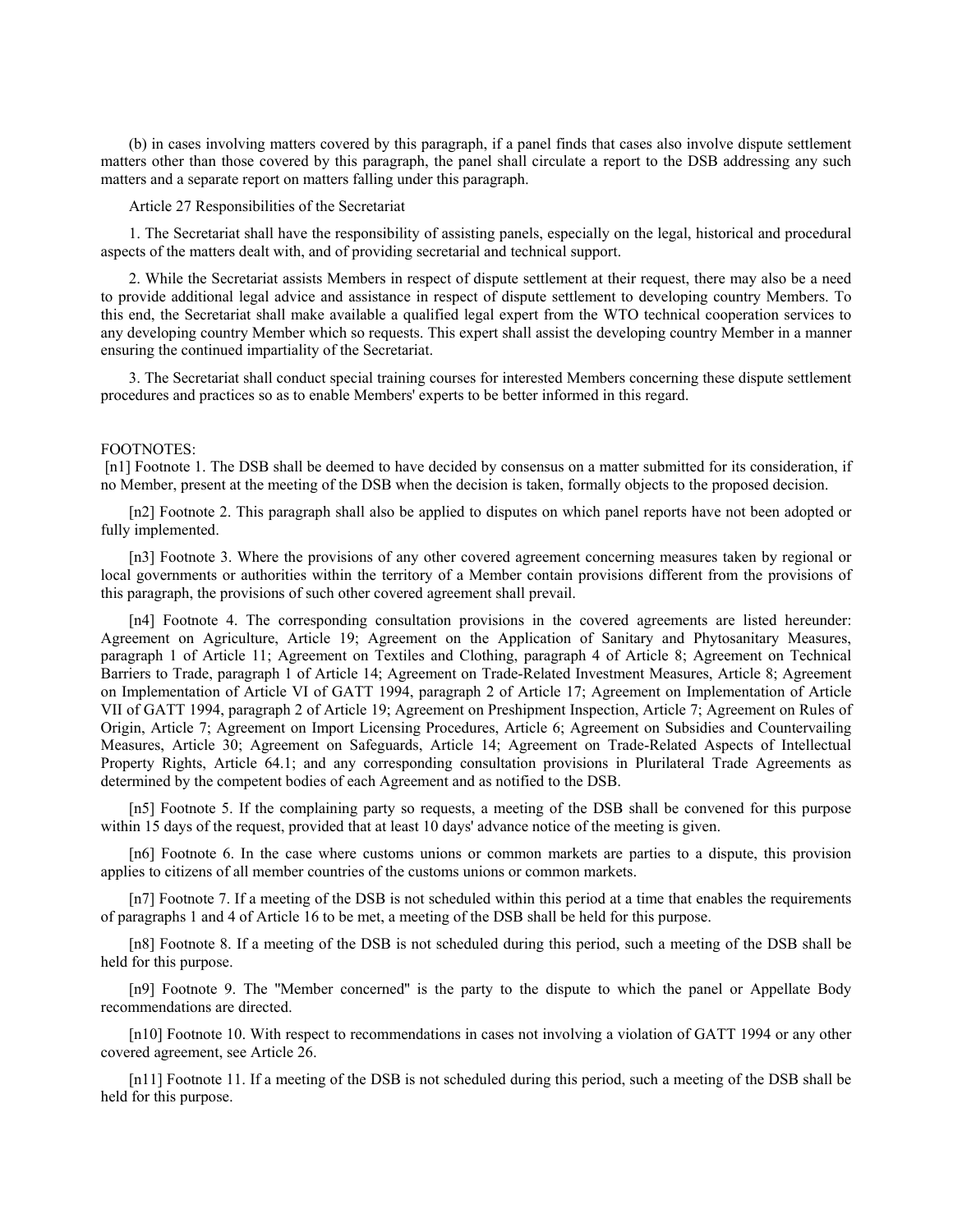(b) in cases involving matters covered by this paragraph, if a panel finds that cases also involve dispute settlement matters other than those covered by this paragraph, the panel shall circulate a report to the DSB addressing any such matters and a separate report on matters falling under this paragraph.

Article 27 Responsibilities of the Secretariat

1. The Secretariat shall have the responsibility of assisting panels, especially on the legal, historical and procedural aspects of the matters dealt with, and of providing secretarial and technical support.

2. While the Secretariat assists Members in respect of dispute settlement at their request, there may also be a need to provide additional legal advice and assistance in respect of dispute settlement to developing country Members. To this end, the Secretariat shall make available a qualified legal expert from the WTO technical cooperation services to any developing country Member which so requests. This expert shall assist the developing country Member in a manner ensuring the continued impartiality of the Secretariat.

3. The Secretariat shall conduct special training courses for interested Members concerning these dispute settlement procedures and practices so as to enable Members' experts to be better informed in this regard.

FOOTNOTES:

[n1] Footnote 1. The DSB shall be deemed to have decided by consensus on a matter submitted for its consideration, if no Member, present at the meeting of the DSB when the decision is taken, formally objects to the proposed decision.

[n2] Footnote 2. This paragraph shall also be applied to disputes on which panel reports have not been adopted or fully implemented.

[n3] Footnote 3. Where the provisions of any other covered agreement concerning measures taken by regional or local governments or authorities within the territory of a Member contain provisions different from the provisions of this paragraph, the provisions of such other covered agreement shall prevail.

[n4] Footnote 4. The corresponding consultation provisions in the covered agreements are listed hereunder: Agreement on Agriculture, Article 19; Agreement on the Application of Sanitary and Phytosanitary Measures, paragraph 1 of Article 11; Agreement on Textiles and Clothing, paragraph 4 of Article 8; Agreement on Technical Barriers to Trade, paragraph 1 of Article 14; Agreement on Trade-Related Investment Measures, Article 8; Agreement on Implementation of Article VI of GATT 1994, paragraph 2 of Article 17; Agreement on Implementation of Article VII of GATT 1994, paragraph 2 of Article 19; Agreement on Preshipment Inspection, Article 7; Agreement on Rules of Origin, Article 7; Agreement on Import Licensing Procedures, Article 6; Agreement on Subsidies and Countervailing Measures, Article 30; Agreement on Safeguards, Article 14; Agreement on Trade-Related Aspects of Intellectual Property Rights, Article 64.1; and any corresponding consultation provisions in Plurilateral Trade Agreements as determined by the competent bodies of each Agreement and as notified to the DSB.

[n5] Footnote 5. If the complaining party so requests, a meeting of the DSB shall be convened for this purpose within 15 days of the request, provided that at least 10 days' advance notice of the meeting is given.

[n6] Footnote 6. In the case where customs unions or common markets are parties to a dispute, this provision applies to citizens of all member countries of the customs unions or common markets.

[n7] Footnote 7. If a meeting of the DSB is not scheduled within this period at a time that enables the requirements of paragraphs 1 and 4 of Article 16 to be met, a meeting of the DSB shall be held for this purpose.

[n8] Footnote 8. If a meeting of the DSB is not scheduled during this period, such a meeting of the DSB shall be held for this purpose.

[n9] Footnote 9. The "Member concerned" is the party to the dispute to which the panel or Appellate Body recommendations are directed.

[n10] Footnote 10. With respect to recommendations in cases not involving a violation of GATT 1994 or any other covered agreement, see Article 26.

[n11] Footnote 11. If a meeting of the DSB is not scheduled during this period, such a meeting of the DSB shall be held for this purpose.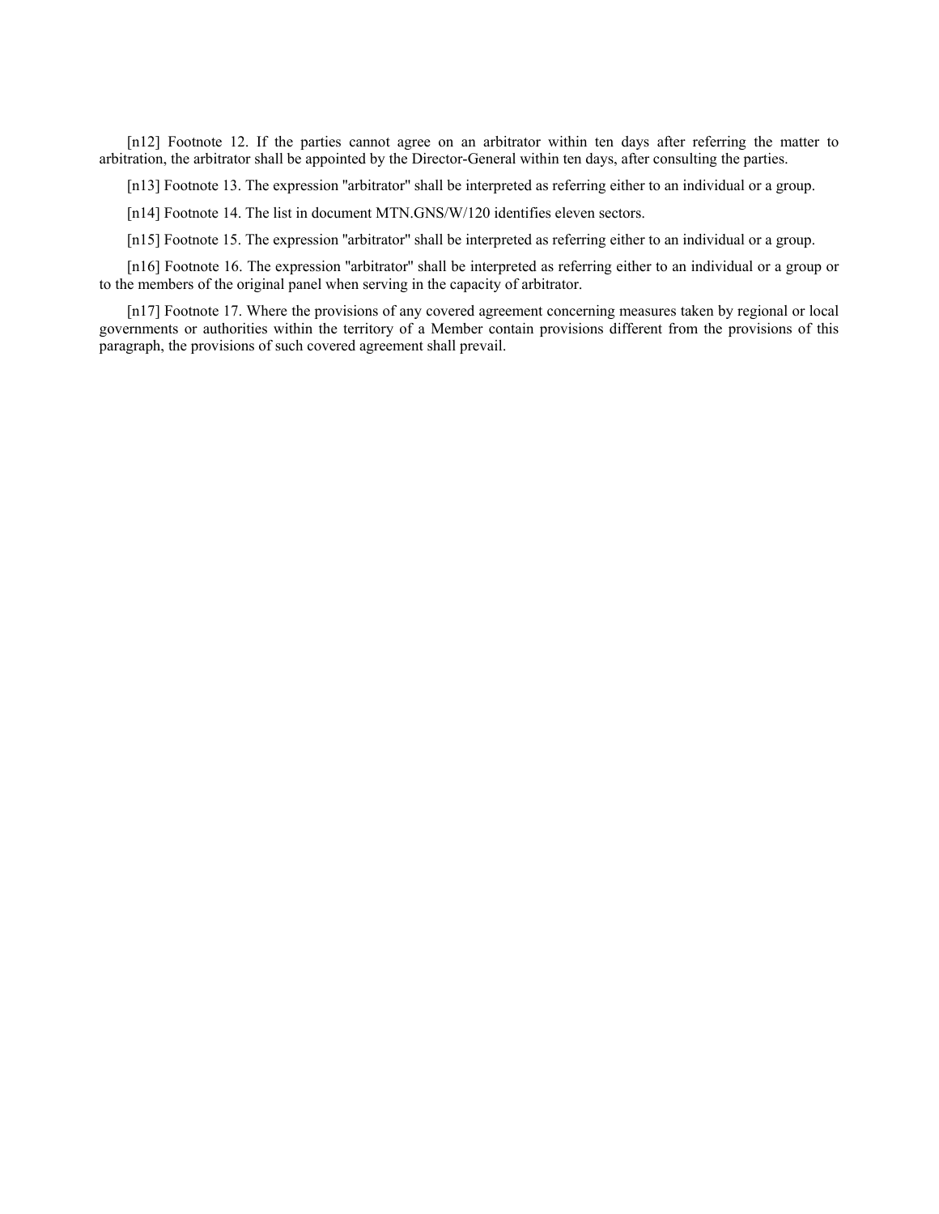[n12] Footnote 12. If the parties cannot agree on an arbitrator within ten days after referring the matter to arbitration, the arbitrator shall be appointed by the Director-General within ten days, after consulting the parties.

[n13] Footnote 13. The expression "arbitrator" shall be interpreted as referring either to an individual or a group.

[n14] Footnote 14. The list in document MTN.GNS/W/120 identifies eleven sectors.

[n15] Footnote 15. The expression "arbitrator" shall be interpreted as referring either to an individual or a group.

[n16] Footnote 16. The expression "arbitrator" shall be interpreted as referring either to an individual or a group or to the members of the original panel when serving in the capacity of arbitrator.

[n17] Footnote 17. Where the provisions of any covered agreement concerning measures taken by regional or local governments or authorities within the territory of a Member contain provisions different from the provisions of this paragraph, the provisions of such covered agreement shall prevail.